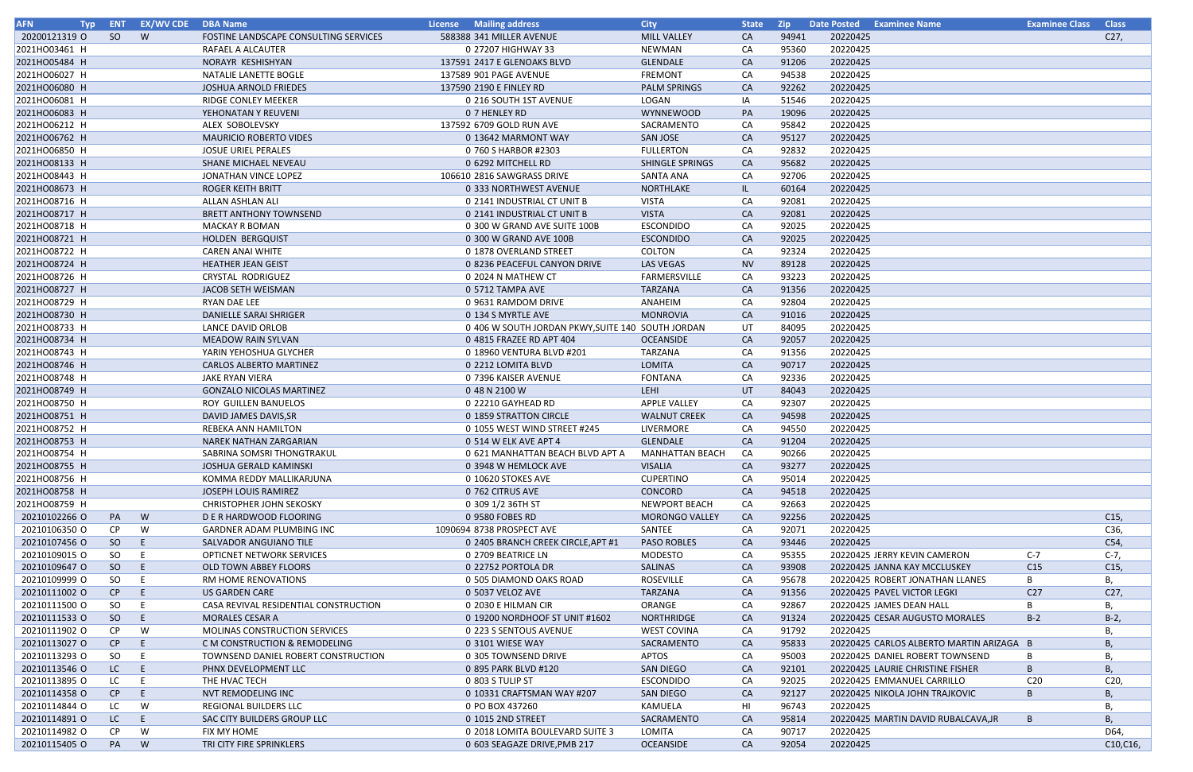| AFN | Typ | ENT | EX/WV CDE | DBA Name | License | Mailing address | City | State | Zip | Date Posted | Examinee Name | Examinee Class | Class |
|---|---|---|---|---|---|---|---|---|---|---|---|---|---|
| 20200121319 | O | SO | W | FOSTINE LANDSCAPE CONSULTING SERVICES | 588388 | 341 MILLER AVENUE | MILL VALLEY | CA | 94941 | 20220425 | | | C27, |
| 2021HO03461 | H | | | RAFAEL A ALCAUTER | 0 | 27207 HIGHWAY 33 | NEWMAN | CA | 95360 | 20220425 | | | |
| 2021HO05484 | H | | | NORAYR KESHISHYAN | 137591 | 2417 E GLENOAKS BLVD | GLENDALE | CA | 91206 | 20220425 | | | |
| 2021HO06027 | H | | | NATALIE LANETTE BOGLE | 137589 | 901 PAGE AVENUE | FREMONT | CA | 94538 | 20220425 | | | |
| 2021HO06080 | H | | | JOSHUA ARNOLD FRIEDES | 137590 | 2190 E FINLEY RD | PALM SPRINGS | CA | 92262 | 20220425 | | | |
| 2021HO06081 | H | | | RIDGE CONLEY MEEKER | 0 | 216 SOUTH 1ST AVENUE | LOGAN | IA | 51546 | 20220425 | | | |
| 2021HO06083 | H | | | YEHONATAN Y REUVENI | 0 | 7 HENLEY RD | WYNNEWOOD | PA | 19096 | 20220425 | | | |
| 2021HO06212 | H | | | ALEX SOBOLEVSKY | 137592 | 6709 GOLD RUN AVE | SACRAMENTO | CA | 95842 | 20220425 | | | |
| 2021HO06762 | H | | | MAURICIO ROBERTO VIDES | 0 | 13642 MARMONT WAY | SAN JOSE | CA | 95127 | 20220425 | | | |
| 2021HO06850 | H | | | JOSUE URIEL PERALES | 0 | 760 S HARBOR #2303 | FULLERTON | CA | 92832 | 20220425 | | | |
| 2021HO08133 | H | | | SHANE MICHAEL NEVEAU | 0 | 6292 MITCHELL RD | SHINGLE SPRINGS | CA | 95682 | 20220425 | | | |
| 2021HO08443 | H | | | JONATHAN VINCE LOPEZ | 106610 | 2816 SAWGRASS DRIVE | SANTA ANA | CA | 92706 | 20220425 | | | |
| 2021HO08673 | H | | | ROGER KEITH BRITT | 0 | 333 NORTHWEST AVENUE | NORTHLAKE | IL | 60164 | 20220425 | | | |
| 2021HO08716 | H | | | ALLAN ASHLAN ALI | 0 | 2141 INDUSTRIAL CT UNIT B | VISTA | CA | 92081 | 20220425 | | | |
| 2021HO08717 | H | | | BRETT ANTHONY TOWNSEND | 0 | 2141 INDUSTRIAL CT UNIT B | VISTA | CA | 92081 | 20220425 | | | |
| 2021HO08718 | H | | | MACKAY R BOMAN | 0 | 300 W GRAND AVE SUITE 100B | ESCONDIDO | CA | 92025 | 20220425 | | | |
| 2021HO08721 | H | | | HOLDEN BERGQUIST | 0 | 300 W GRAND AVE 100B | ESCONDIDO | CA | 92025 | 20220425 | | | |
| 2021HO08722 | H | | | CAREN ANAI WHITE | 0 | 1878 OVERLAND STREET | COLTON | CA | 92324 | 20220425 | | | |
| 2021HO08724 | H | | | HEATHER JEAN GEIST | 0 | 8236 PEACEFUL CANYON DRIVE | LAS VEGAS | NV | 89128 | 20220425 | | | |
| 2021HO08726 | H | | | CRYSTAL RODRIGUEZ | 0 | 2024 N MATHEW CT | FARMERSVILLE | CA | 93223 | 20220425 | | | |
| 2021HO08727 | H | | | JACOB SETH WEISMAN | 0 | 5712 TAMPA AVE | TARZANA | CA | 91356 | 20220425 | | | |
| 2021HO08729 | H | | | RYAN DAE LEE | 0 | 9631 RAMDOM DRIVE | ANAHEIM | CA | 92804 | 20220425 | | | |
| 2021HO08730 | H | | | DANIELLE SARAI SHRIGER | 0 | 134 S MYRTLE AVE | MONROVIA | CA | 91016 | 20220425 | | | |
| 2021HO08733 | H | | | LANCE DAVID ORLOB | 0 | 406 W SOUTH JORDAN PKWY,SUITE 140 | SOUTH JORDAN | UT | 84095 | 20220425 | | | |
| 2021HO08734 | H | | | MEADOW RAIN SYLVAN | 0 | 4815 FRAZEE RD APT 404 | OCEANSIDE | CA | 92057 | 20220425 | | | |
| 2021HO08743 | H | | | YARIN YEHOSHUA GLYCHER | 0 | 18960 VENTURA BLVD #201 | TARZANA | CA | 91356 | 20220425 | | | |
| 2021HO08746 | H | | | CARLOS ALBERTO MARTINEZ | 0 | 2212 LOMITA BLVD | LOMITA | CA | 90717 | 20220425 | | | |
| 2021HO08748 | H | | | JAKE RYAN VIERA | 0 | 7396 KAISER AVENUE | FONTANA | CA | 92336 | 20220425 | | | |
| 2021HO08749 | H | | | GONZALO NICOLAS MARTINEZ | 0 | 48 N 2100 W | LEHI | UT | 84043 | 20220425 | | | |
| 2021HO08750 | H | | | ROY GUILLEN BANUELOS | 0 | 22210 GAYHEAD RD | APPLE VALLEY | CA | 92307 | 20220425 | | | |
| 2021HO08751 | H | | | DAVID JAMES DAVIS,SR | 0 | 1859 STRATTON CIRCLE | WALNUT CREEK | CA | 94598 | 20220425 | | | |
| 2021HO08752 | H | | | REBEKA ANN HAMILTON | 0 | 1055 WEST WIND STREET #245 | LIVERMORE | CA | 94550 | 20220425 | | | |
| 2021HO08753 | H | | | NAREK NATHAN ZARGARIAN | 0 | 514 W ELK AVE APT 4 | GLENDALE | CA | 91204 | 20220425 | | | |
| 2021HO08754 | H | | | SABRINA SOMSRI THONGTRAKUL | 0 | 621 MANHATTAN BEACH BLVD APT A | MANHATTAN BEACH | CA | 90266 | 20220425 | | | |
| 2021HO08755 | H | | | JOSHUA GERALD KAMINSKI | 0 | 3948 W HEMLOCK AVE | VISALIA | CA | 93277 | 20220425 | | | |
| 2021HO08756 | H | | | KOMMA REDDY MALLIKARJUNA | 0 | 10620 STOKES AVE | CUPERTINO | CA | 95014 | 20220425 | | | |
| 2021HO08758 | H | | | JOSEPH LOUIS RAMIREZ | 0 | 762 CITRUS AVE | CONCORD | CA | 94518 | 20220425 | | | |
| 2021HO08759 | H | | | CHRISTOPHER JOHN SEKOSKY | 0 | 309 1/2 36TH ST | NEWPORT BEACH | CA | 92663 | 20220425 | | | |
| 20210102266 | O | PA | W | D E R HARDWOOD FLOORING | 0 | 9580 FOBES RD | MORONGO VALLEY | CA | 92256 | 20220425 | | | C15, |
| 20210106350 | O | CP | W | GARDNER ADAM PLUMBING INC | 1090694 | 8738 PROSPECT AVE | SANTEE | CA | 92071 | 20220425 | | | C36, |
| 20210107456 | O | SO | E | SALVADOR ANGUIANO TILE | 0 | 2405 BRANCH CREEK CIRCLE,APT #1 | PASO ROBLES | CA | 93446 | 20220425 | | | C54, |
| 20210109015 | O | SO | E | OPTICNET NETWORK SERVICES | 0 | 2709 BEATRICE LN | MODESTO | CA | 95355 | 20220425 | JERRY KEVIN CAMERON | C-7 | C-7, |
| 20210109647 | O | SO | E | OLD TOWN ABBEY FLOORS | 0 | 22752 PORTOLA DR | SALINAS | CA | 93908 | 20220425 | JANNA KAY MCCLUSKEY | C15 | C15, |
| 20210109999 | O | SO | E | RM HOME RENOVATIONS | 0 | 505 DIAMOND OAKS ROAD | ROSEVILLE | CA | 95678 | 20220425 | ROBERT JONATHAN LLANES | B | B, |
| 20210111002 | O | CP | E | US GARDEN CARE | 0 | 5037 VELOZ AVE | TARZANA | CA | 91356 | 20220425 | PAVEL VICTOR LEGKI | C27 | C27, |
| 20210111500 | O | SO | E | CASA REVIVAL RESIDENTIAL CONSTRUCTION | 0 | 2030 E HILMAN CIR | ORANGE | CA | 92867 | 20220425 | JAMES DEAN HALL | B | B, |
| 20210111533 | O | SO | E | MORALES CESAR A | 0 | 19200 NORDHOOF ST UNIT #1602 | NORTHRIDGE | CA | 91324 | 20220425 | CESAR AUGUSTO MORALES | B-2 | B-2, |
| 20210111902 | O | CP | W | MOLINAS CONSTRUCTION SERVICES | 0 | 223 S SENTOUS AVENUE | WEST COVINA | CA | 91792 | 20220425 | | | B, |
| 20210113027 | O | CP | E | C M CONSTRUCTION & REMODELING | 0 | 3101 WIESE WAY | SACRAMENTO | CA | 95833 | 20220425 | CARLOS ALBERTO MARTIN ARIZAGA | B | B, |
| 20210113293 | O | SO | E | TOWNSEND DANIEL ROBERT CONSTRUCTION | 0 | 305 TOWNSEND DRIVE | APTOS | CA | 95003 | 20220425 | DANIEL ROBERT TOWNSEND | B | B, |
| 20210113546 | O | LC | E | PHNX DEVELOPMENT LLC | 0 | 895 PARK BLVD #120 | SAN DIEGO | CA | 92101 | 20220425 | LAURIE CHRISTINE FISHER | B | B, |
| 20210113895 | O | LC | E | THE HVAC TECH | 0 | 803 S TULIP ST | ESCONDIDO | CA | 92025 | 20220425 | EMMANUEL CARRILLO | C20 | C20, |
| 20210114358 | O | CP | E | NVT REMODELING INC | 0 | 10331 CRAFTSMAN WAY #207 | SAN DIEGO | CA | 92127 | 20220425 | NIKOLA JOHN TRAJKOVIC | B | B, |
| 20210114844 | O | LC | W | REGIONAL BUILDERS LLC | 0 | PO BOX 437260 | KAMUELA | HI | 96743 | 20220425 | | | B, |
| 20210114891 | O | LC | E | SAC CITY BUILDERS GROUP LLC | 0 | 1015 2ND STREET | SACRAMENTO | CA | 95814 | 20220425 | MARTIN DAVID RUBALCAVA,JR | B | B, |
| 20210114982 | O | CP | W | FIX MY HOME | 0 | 2018 LOMITA BOULEVARD SUITE 3 | LOMITA | CA | 90717 | 20220425 | | | D64, |
| 20210115405 | O | PA | W | TRI CITY FIRE SPRINKLERS | 0 | 603 SEAGAZE DRIVE,PMB 217 | OCEANSIDE | CA | 92054 | 20220425 | | | C10,C16, |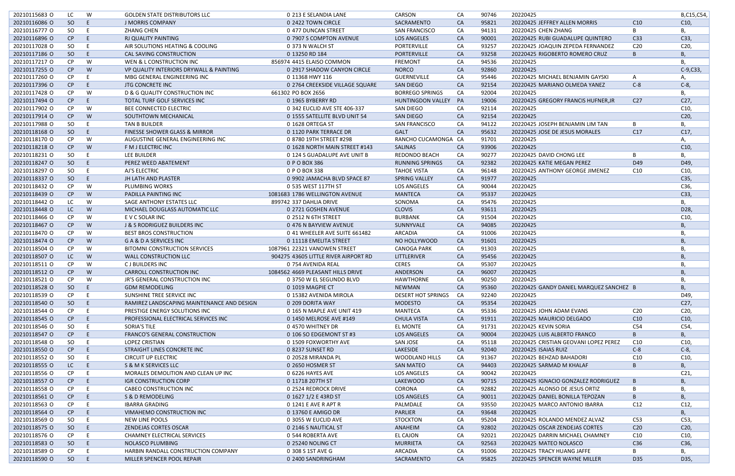| | | | | | | | | | | | | |
|---|---|---|---|---|---|---|---|---|---|---|---|---|
| 20210115683 O | LC | W | GOLDEN STATE DISTRIBUTORS LLC | 0 213 E SELANDIA LANE | CARSON | CA | 90746 | 20220425 | | | B,C15,C54, |
| 20210116086 O | SO | E | J MORRIS COMPANY | 0 2422 TOWN CIRCLE | SACRAMENTO | CA | 95821 | 20220425 | JEFFREY ALLEN MORRIS | C10 | C10, |
| 20210116777 O | SO | E | ZHANG CHEN | 0 477 DUNCAN STREET | SAN FRANCISCO | CA | 94131 | 20220425 | CHEN ZHANG | B | B, |
| 20210116896 O | CP | E | RJ QUALITY PAINTING | 0 7907 S COMPTON AVENUE | LOS ANGELES | CA | 90001 | 20220425 | RUBI GUADALUPE QUINTERO | C33 | C33, |
| 20210117028 O | SO | E | AIR SOLUTIONS HEATING & COOLING | 0 373 N WALCH ST | PORTERVILLE | CA | 93257 | 20220425 | JOAQUIN ZEPEDA FERNANDEZ | C20 | C20, |
| 20210117186 O | SO | E | CAL SAVING CONSTRUCTION | 0 13250 RD 184 | PORTERVILLE | CA | 93258 | 20220425 | RIGOBERTO ROMERO CRUZ | B | B, |
| 20210117217 O | CP | W | WEN & L CONSTRUCTION INC | 856974 4415 ELAISO COMMON | FREMONT | CA | 94536 | 20220425 | | | B, |
| 20210117255 O | CP | W | VP QUALITY INTERIORS DRYWALL & PAINTING | 0 2917 SHADOW CANYON CIRCLE | NORCO | CA | 92860 | 20220425 | | | C-9,C33, |
| 20210117260 O | CP | E | MBG GENERAL ENGINEERING INC | 0 11368 HWY 116 | GUERNEVILLE | CA | 95446 | 20220425 | MICHAEL BENJAMIN GAYSKI | A | A, |
| 20210117396 O | CP | E | JTG CONCRETE INC | 0 2764 CREEKSIDE VILLAGE SQUARE | SAN DIEGO | CA | 92154 | 20220425 | MARIANO OLMEDA YANEZ | C-8 | C-8, |
| 20210117428 O | CP | W | D & G QUALITY CONSTRUCTION INC | 661302 PO BOX 2656 | BORREGO SPRINGS | CA | 92004 | 20220425 | | | B, |
| 20210117494 O | CP | E | TOTAL TURF GOLF SERVICES INC | 0 1965 BYBERRY RD | HUNTINGDON VALLEY | PA | 19006 | 20220425 | GREGORY FRANCIS HUFNER,JR | C27 | C27, |
| 20210117902 O | CP | W | BEE CONNECTED ELECTRIC | 0 342 EUCLID AVE STE 406-337 | SAN DIEGO | CA | 92114 | 20220425 | | | C10, |
| 20210117914 O | CP | W | SOUTHTOWN MECHANICAL | 0 1555 SATELLITE BLVD UNIT 54 | SAN DIEGO | CA | 92154 | 20220425 | | | C20, |
| 20210117988 O | SO | E | TAN B BUILDER | 0 1628 ORTEGA ST | SAN FRANCISCO | CA | 94122 | 20220425 | JOSEPH BENJAMIN LIM TAN | B | B, |
| 20210118168 O | SO | E | FINESSE SHOWER GLASS & MIRROR | 0 1120 PARK TERRACE DR | GALT | CA | 95632 | 20220425 | JOSE DE JESUS MORALES | C17 | C17, |
| 20210118170 O | CP | W | AUGUSTINE GENERAL ENGINEERING INC | 0 8780 19TH STREET #298 | RANCHO CUCAMONGA | CA | 91701 | 20220425 | | | A, |
| 20210118218 O | CP | W | F M J ELECTRIC INC | 0 1628 NORTH MAIN STREET #143 | SALINAS | CA | 93906 | 20220425 | | | C10, |
| 20210118231 O | SO | E | LEE BUILDER | 0 124 S GUADALUPE AVE UNIT B | REDONDO BEACH | CA | 90277 | 20220425 | DAVID CHONG LEE | B | B, |
| 20210118247 O | SO | E | PEREZ WEED ABATEMENT | 0 P O BOX 386 | RUNNING SPRINGS | CA | 92382 | 20220425 | KATIE MEGAN PEREZ | D49 | D49, |
| 20210118297 O | SO | E | AJ'S ELECTRIC | 0 P O BOX 338 | TAHOE VISTA | CA | 96148 | 20220425 | ANTHONY GEORGE JIMENEZ | C10 | C10, |
| 20210118337 O | SO | E | JH LATH AND PLASTER | 0 9902 JAMACHA BLVD SPACE 87 | SPRING VALLEY | CA | 91977 | 20220425 | | | C35, |
| 20210118432 O | CP | W | PLUMBING WORKS | 0 535 WEST 117TH ST | LOS ANGELES | CA | 90044 | 20220425 | | | C36, |
| 20210118439 O | CP | W | PADILLA PAINTING INC | 1081683 1786 WELLINGTON AVENUE | MANTECA | CA | 95337 | 20220425 | | | C33, |
| 20210118442 O | LC | W | SAGE ANTHONY ESTATES LLC | 899742 337 DAHLIA DRIVE | SONOMA | CA | 95476 | 20220425 | | | B, |
| 20210118448 O | LC | W | MICHAEL DOUGLASS AUTOMATIC LLC | 0 2721 GOSHEN AVENUE | CLOVIS | CA | 93611 | 20220425 | | | D28, |
| 20210118466 O | CP | W | E V C SOLAR INC | 0 2512 N 6TH STREET | BURBANK | CA | 91504 | 20220425 | | | C10, |
| 20210118467 O | CP | W | J & S RODRIGUEZ BUILDERS INC | 0 476 N BAYVIEW AVENUE | SUNNYVALE | CA | 94085 | 20220425 | | | B, |
| 20210118470 O | CP | W | BEST BROS CONSTRUCTION | 0 41 WHEELER AVE SUITE 661482 | ARCADIA | CA | 91006 | 20220425 | | | B, |
| 20210118474 O | CP | W | G A & D A SERVICES INC | 0 11118 EMELITA STREET | NO HOLLYWOOD | CA | 91601 | 20220425 | | | B, |
| 20210118504 O | CP | W | BITOMNI CONSTRUCTION SERVICES | 1087961 22321 VANOWEN STREET | CANOGA PARK | CA | 91303 | 20220425 | | | B, |
| 20210118507 O | LC | W | WALL CONSTRUCTION LLC | 904275 43605 LITTLE RIVER AIRPORT RD | LITTLERIVER | CA | 95456 | 20220425 | | | B, |
| 20210118511 O | CP | W | C J BUILDERS INC | 0 754 AVENIDA REAL | CERES | CA | 95307 | 20220425 | | | B, |
| 20210118512 O | CP | W | CARROLL CONSTRUCTION INC | 1084562 4669 PLEASANT HILLS DRIVE | ANDERSON | CA | 96007 | 20220425 | | | B, |
| 20210118521 O | CP | W | JR'S GENERAL CONSTRUCTION INC | 0 3750 W EL SEGUNDO BLVD | HAWTHORNE | CA | 90250 | 20220425 | | | B, |
| 20210118528 O | SO | E | GDM REMODELING | 0 1019 MAGPIE CT | NEWMAN | CA | 95360 | 20220425 | GANDY DANIEL MARQUEZ SANCHEZ | B | B, |
| 20210118539 O | CP | E | SUNSHINE TREE SERVICE INC | 0 15382 AVENIDA MIROLA | DESERT HOT SPRINGS | CA | 92240 | 20220425 | | | D49, |
| 20210118540 O | SO | E | RAMIREZ LANDSCAPING MAINTENANCE AND DESIGN | 0 209 DORITA WAY | MODESTO | CA | 95354 | 20220425 | | | C27, |
| 20210118544 O | CP | E | PRESTIGE ENERGY SOLUTIONS INC | 0 165 N MAPLE AVE UNIT 419 | MANTECA | CA | 95336 | 20220425 | JOHN ADAM EVANS | C20 | C20, |
| 20210118545 O | CP | E | PROFESSIONAL ELECTRICAL SERVICES INC | 0 1450 MELROSE AVE #149 | CHULA VISTA | CA | 91911 | 20220425 | MAURICIO DELGADO | C10 | C10, |
| 20210118546 O | SO | E | SORIA'S TILE | 0 4570 WHITNEY DR | EL MONTE | CA | 91731 | 20220425 | KEVIN SORIA | C54 | C54, |
| 20210118547 O | CP | E | FRANCO'S GENERAL CONSTRUCTION | 0 106 SO EDGEMONT ST #3 | LOS ANGELES | CA | 90004 | 20220425 | LUIS ALBERTO FRANCO | B | B, |
| 20210118548 O | SO | E | LOPEZ CRISTIAN | 0 1509 FOXWORTHY AVE | SAN JOSE | CA | 95118 | 20220425 | CRISTIAN GEOVANI LOPEZ PEREZ | C10 | C10, |
| 20210118550 O | CP | E | STRAIGHT LINES CONCRETE INC | 0 8237 SUNSET RD | LAKESIDE | CA | 92040 | 20220425 | ISAIAS RUIZ | C-8 | C-8, |
| 20210118552 O | SO | E | CIRCUIT UP ELECTRIC | 0 20528 MIRANDA PL | WOODLAND HILLS | CA | 91367 | 20220425 | BEHZAD BAHADORI | C10 | C10, |
| 20210118555 O | LC | E | S & M K SERVICES LLC | 0 2650 HOSMER ST | SAN MATEO | CA | 94403 | 20220425 | SARMAD M KHALAF | B | B, |
| 20210118556 O | CP | E | MORALES DEMOLITION AND CLEAN UP INC | 0 6226 HAYES AVE | LOS ANGELES | CA | 90042 | 20220425 | | | C21, |
| 20210118557 O | CP | E | IGR CONSTRUCTION CORP | 0 11718 207TH ST | LAKEWOOD | CA | 90715 | 20220425 | IGNACIO GONZALEZ RODRIGUEZ | B | B, |
| 20210118558 O | CP | E | CABEO CONSTRUCTION INC | 0 2524 REDROCK DRIVE | CORONA | CA | 92882 | 20220425 | ALONSO DE JESUS ORTIZ | B | B, |
| 20210118561 O | CP | E | S & D REMODELING | 0 1627 1/2 E 43RD ST | LOS ANGELES | CA | 90011 | 20220425 | DANIEL BONILLA TEPOZAN | B | B, |
| 20210118563 O | CP | E | IBARRA GRADING | 0 1241 E AVE R APT R | PALMDALE | CA | 93550 | 20220425 | MARCO ANTONIO IBARRA | C12 | C12, |
| 20210118564 O | CP | E | VIMAHEMO CONSTRUCTION INC | 0 13760 E AMIGO DR | PARLIER | CA | 93648 | 20220425 | | | B, |
| 20210118569 O | SO | E | NEW LINE POOLS | 0 3055 W EUCLID AVE | STOCKTON | CA | 95204 | 20220425 | ROLANDO MENDEZ ALVAZ | C53 | C53, |
| 20210118575 O | SO | E | ZENDEJAS CORTES OSCAR | 0 2146 S NAUTICAL ST | ANAHEIM | CA | 92802 | 20220425 | OSCAR ZENDEJAS CORTES | C20 | C20, |
| 20210118576 O | CP | E | CHAMNEY ELECTRICAL SERVICES | 0 544 ROBERTA AVE | EL CAJON | CA | 92021 | 20220425 | DARRIN MICHAEL CHAMNEY | C10 | C10, |
| 20210118583 O | SO | E | NOLASCO PLUMBING | 0 25240 NOLING CT | MURRIETA | CA | 92563 | 20220425 | MATEO NOLASCO | C36 | C36, |
| 20210118589 O | CP | E | HARBIN RANDALL CONSTRUCTION COMPANY | 0 308 S 1ST AVE G | ARCADIA | CA | 91006 | 20220425 | TRACY HUANG JAFFE | B | B, |
| 20210118590 O | SO | E | MILLER SPENCER POOL REPAIR | 0 2400 SANDRINGHAM | SACRAMENTO | CA | 95825 | 20220425 | SPENCER WAYNE MILLER | D35 | D35, |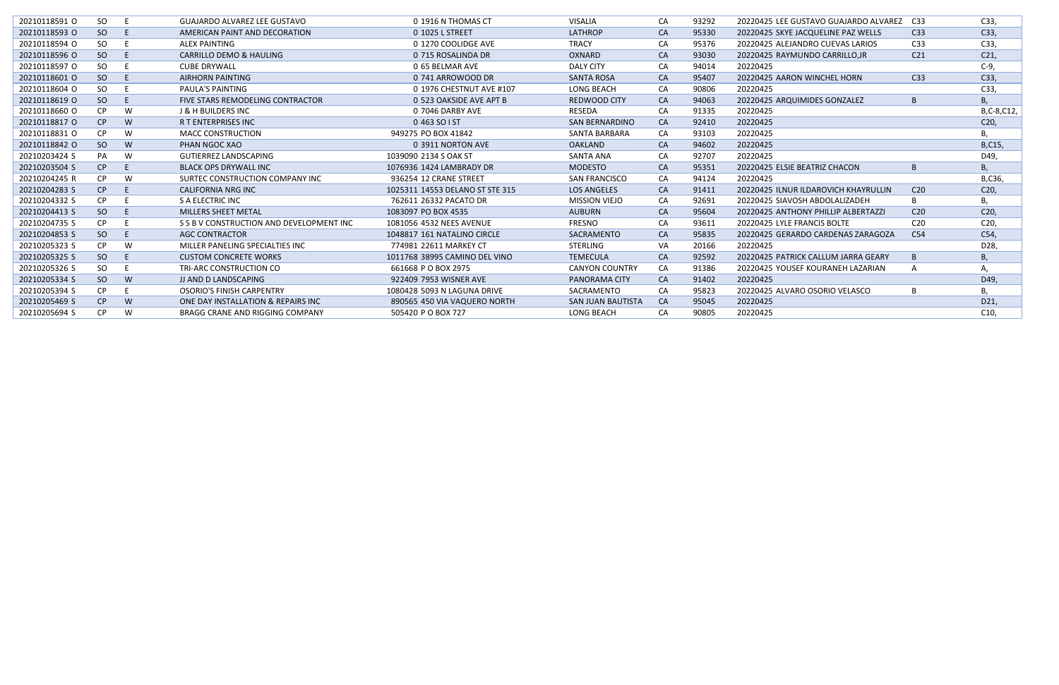| | | | | | | | | | | | | |
|---|---|---|---|---|---|---|---|---|---|---|---|---|
| 20210118591 O | SO | E | GUAJARDO ALVAREZ LEE GUSTAVO | 0 | 1916 N THOMAS CT | VISALIA | CA | 93292 | 20220425 | LEE GUSTAVO GUAJARDO ALVAREZ | C33 | C33, |
| 20210118593 O | SO | E | AMERICAN PAINT AND DECORATION | 0 | 1025 L STREET | LATHROP | CA | 95330 | 20220425 | SKYE JACQUELINE PAZ WELLS | C33 | C33, |
| 20210118594 O | SO | E | ALEX PAINTING | 0 | 1270 COOLIDGE AVE | TRACY | CA | 95376 | 20220425 | ALEJANDRO CUEVAS LARIOS | C33 | C33, |
| 20210118596 O | SO | E | CARRILLO DEMO & HAULING | 0 | 715 ROSALINDA DR | OXNARD | CA | 93030 | 20220425 | RAYMUNDO CARRILLO,JR | C21 | C21, |
| 20210118597 O | SO | E | CUBE DRYWALL | 0 | 65 BELMAR AVE | DALY CITY | CA | 94014 | 20220425 | | | C-9, |
| 20210118601 O | SO | E | AIRHORN PAINTING | 0 | 741 ARROWOOD DR | SANTA ROSA | CA | 95407 | 20220425 | AARON WINCHEL HORN | C33 | C33, |
| 20210118604 O | SO | E | PAULA'S PAINTING | 0 | 1976 CHESTNUT AVE #107 | LONG BEACH | CA | 90806 | 20220425 | | | C33, |
| 20210118619 O | SO | E | FIVE STARS REMODELING CONTRACTOR | 0 | 523 OAKSIDE AVE APT B | REDWOOD CITY | CA | 94063 | 20220425 | ARQUIMIDES GONZALEZ | B | B, |
| 20210118660 O | CP | W | J & H BUILDERS INC | 0 | 7046 DARBY AVE | RESEDA | CA | 91335 | 20220425 | | | B,C-8,C12, |
| 20210118817 O | CP | W | R T ENTERPRISES INC | 0 | 463 SO I ST | SAN BERNARDINO | CA | 92410 | 20220425 | | | C20, |
| 20210118831 O | CP | W | MACC CONSTRUCTION | 949275 | PO BOX 41842 | SANTA BARBARA | CA | 93103 | 20220425 | | | B, |
| 20210118842 O | SO | W | PHAN NGOC XAO | 0 | 3911 NORTON AVE | OAKLAND | CA | 94602 | 20220425 | | | B,C15, |
| 20210203424 S | PA | W | GUTIERREZ LANDSCAPING | 1039090 | 2134 S OAK ST | SANTA ANA | CA | 92707 | 20220425 | | | D49, |
| 20210203504 S | CP | E | BLACK OPS DRYWALL INC | 1076936 | 1424 LAMBRADY DR | MODESTO | CA | 95351 | 20220425 | ELSIE BEATRIZ CHACON | B | B, |
| 20210204245 R | CP | W | SURTEC CONSTRUCTION COMPANY INC | 936254 | 12 CRANE STREET | SAN FRANCISCO | CA | 94124 | 20220425 | | | B,C36, |
| 20210204283 S | CP | E | CALIFORNIA NRG INC | 1025311 | 14553 DELANO ST STE 315 | LOS ANGELES | CA | 91411 | 20220425 | ILNUR ILDAROVICH KHAYRULLIN | C20 | C20, |
| 20210204332 S | CP | E | S A ELECTRIC INC | 762611 | 26332 PACATO DR | MISSION VIEJO | CA | 92691 | 20220425 | SIAVOSH ABDOLALIZADEH | B | B, |
| 20210204413 S | SO | E | MILLERS SHEET METAL | 1083097 | PO BOX 4535 | AUBURN | CA | 95604 | 20220425 | ANTHONY PHILLIP ALBERTAZZI | C20 | C20, |
| 20210204735 S | CP | E | S S B V CONSTRUCTION AND DEVELOPMENT INC | 1081056 | 4532 NEES AVENUE | FRESNO | CA | 93611 | 20220425 | LYLE FRANCIS BOLTE | C20 | C20, |
| 20210204853 S | SO | E | AGC CONTRACTOR | 1048817 | 161 NATALINO CIRCLE | SACRAMENTO | CA | 95835 | 20220425 | GERARDO CARDENAS ZARAGOZA | C54 | C54, |
| 20210205323 S | CP | W | MILLER PANELING SPECIALTIES INC | 774981 | 22611 MARKEY CT | STERLING | VA | 20166 | 20220425 | | | D28, |
| 20210205325 S | SO | E | CUSTOM CONCRETE WORKS | 1011768 | 38995 CAMINO DEL VINO | TEMECULA | CA | 92592 | 20220425 | PATRICK CALLUM JARRA GEARY | B | B, |
| 20210205326 S | SO | E | TRI-ARC CONSTRUCTION CO | 661668 | P O BOX 2975 | CANYON COUNTRY | CA | 91386 | 20220425 | YOUSEF KOURANEH LAZARIAN | A | A, |
| 20210205334 S | SO | W | JJ AND D LANDSCAPING | 922409 | 7953 WISNER AVE | PANORAMA CITY | CA | 91402 | 20220425 | | | D49, |
| 20210205394 S | CP | E | OSORIO'S FINISH CARPENTRY | 1080428 | 5093 N LAGUNA DRIVE | SACRAMENTO | CA | 95823 | 20220425 | ALVARO OSORIO VELASCO | B | B, |
| 20210205469 S | CP | W | ONE DAY INSTALLATION & REPAIRS INC | 890565 | 450 VIA VAQUERO NORTH | SAN JUAN BAUTISTA | CA | 95045 | 20220425 | | | D21, |
| 20210205694 S | CP | W | BRAGG CRANE AND RIGGING COMPANY | 505420 | P O BOX 727 | LONG BEACH | CA | 90805 | 20220425 | | | C10, |